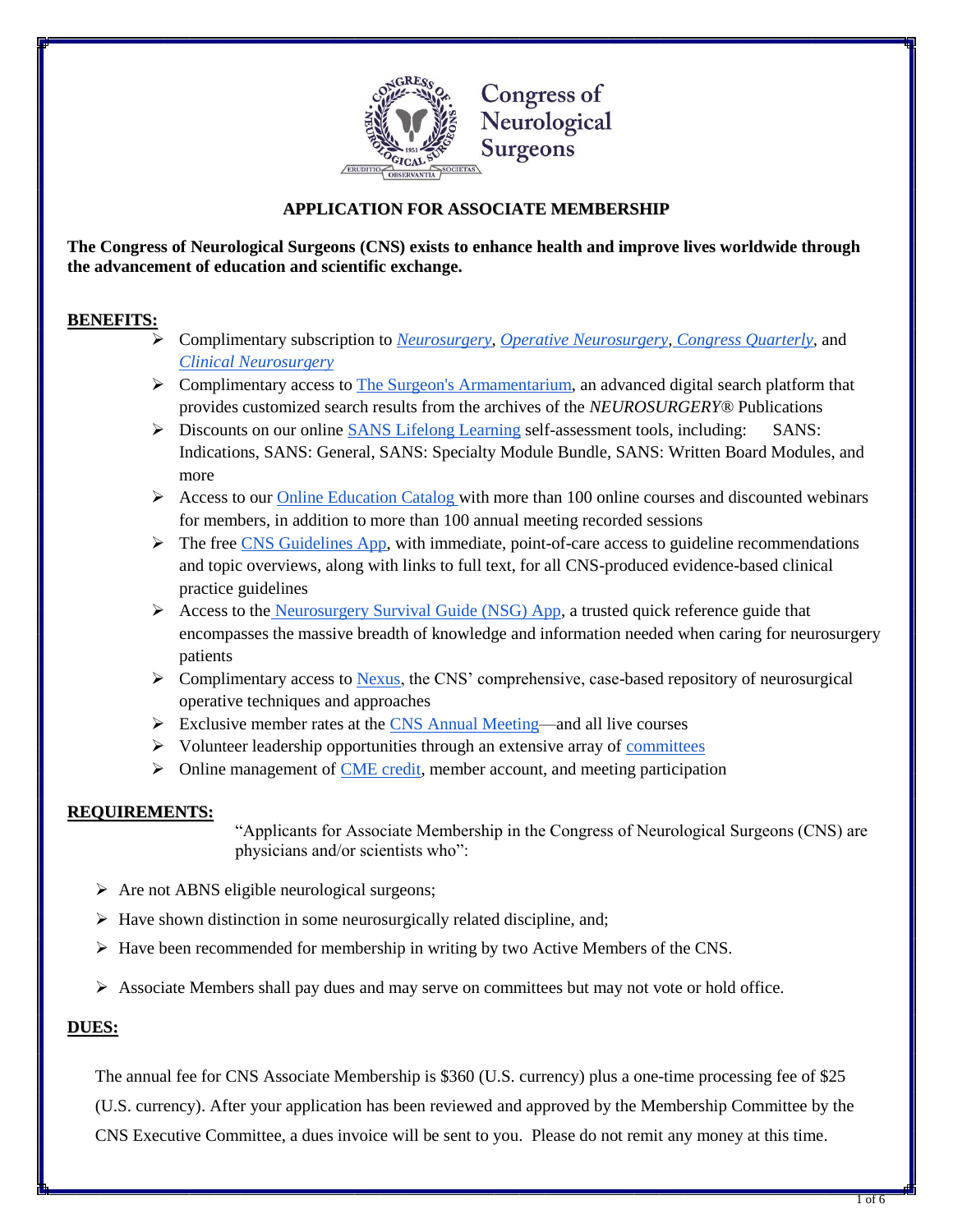Congress of Neurological Surgeons

# APPLICATION FOR ASSOCIATE MEMBERSHIP

**The Congress of Neurological Surgeons (CNS) exists to enhance health and improve lives worldwide through the advancement of education and scientific exchange.**

## BENEFITS:

- Complimentary subscription to *Neurosurgery*, *Operative Neurosurgery*, *Congress Quarterly*, and *Clinical Neurosurgery*
- Complimentary access to The Surgeon's Armamentarium, an advanced digital search platform that provides customized search results from the archives of the *NEUROSURGERY®* Publications
- Discounts on our online SANS Lifelong Learning self-assessment tools, including: SANS: Indications, SANS: General, SANS: Specialty Module Bundle, SANS: Written Board Modules, and more
- Access to our Online Education Catalog with more than 100 online courses and discounted webinars for members, in addition to more than 100 annual meeting recorded sessions
- The free CNS Guidelines App, with immediate, point-of-care access to guideline recommendations and topic overviews, along with links to full text, for all CNS-produced evidence-based clinical practice guidelines
- Access to the Neurosurgery Survival Guide (NSG) App, a trusted quick reference guide that encompasses the massive breadth of knowledge and information needed when caring for neurosurgery patients
- Complimentary access to Nexus, the CNS' comprehensive, case-based repository of neurosurgical operative techniques and approaches
- Exclusive member rates at the CNS Annual Meeting—and all live courses
- Volunteer leadership opportunities through an extensive array of committees
- Online management of CME credit, member account, and meeting participation

## REQUIREMENTS:

"Applicants for Associate Membership in the Congress of Neurological Surgeons (CNS) are physicians and/or scientists who":

- Are not ABNS eligible neurological surgeons;
- Have shown distinction in some neurosurgically related discipline, and;
- Have been recommended for membership in writing by two Active Members of the CNS.
- Associate Members shall pay dues and may serve on committees but may not vote or hold office.

## DUES:

The annual fee for CNS Associate Membership is $360 (U.S. currency) plus a one-time processing fee of $25 (U.S. currency). After your application has been reviewed and approved by the Membership Committee by the CNS Executive Committee, a dues invoice will be sent to you. Please do not remit any money at this time.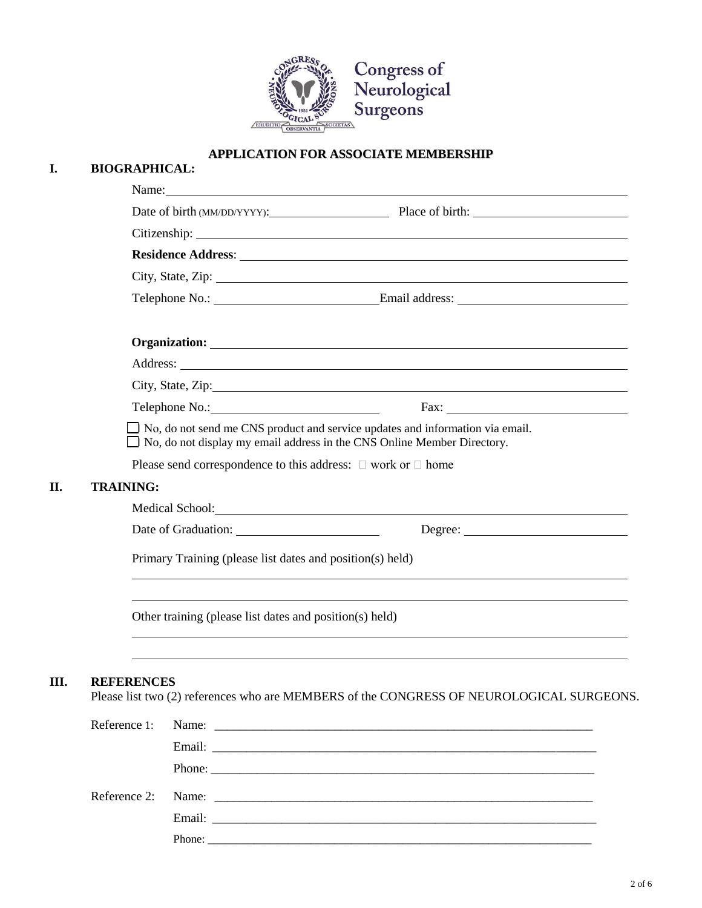Congress of Neurological Surgeons

## APPLICATION FOR ASSOCIATE MEMBERSHIP

### I. BIOGRAPHICAL:

Name: \_\_\_\_\_\_\_\_\_\_\_\_\_\_\_\_\_\_\_\_\_\_\_\_\_\_\_\_\_\_\_\_\_\_\_\_\_\_\_\_\_\_\_\_\_\_\_\_

Date of birth (MM/DD/YYYY): \_\_\_\_\_\_\_\_\_\_\_\_\_\_\_\_ Place of birth: \_\_\_\_\_\_\_\_\_\_\_\_\_\_\_\_\_\_\_\_

Citizenship: \_\_\_\_\_\_\_\_\_\_\_\_\_\_\_\_\_\_\_\_\_\_\_\_\_\_\_\_\_\_\_\_\_\_\_\_\_\_\_\_\_\_\_\_\_\_\_\_

**Residence Address**: \_\_\_\_\_\_\_\_\_\_\_\_\_\_\_\_\_\_\_\_\_\_\_\_\_\_\_\_\_\_\_\_\_\_\_\_\_\_\_\_\_\_

City, State, Zip: \_\_\_\_\_\_\_\_\_\_\_\_\_\_\_\_\_\_\_\_\_\_\_\_\_\_\_\_\_\_\_\_\_\_\_\_\_\_\_\_\_\_\_\_

Telephone No.: \_\_\_\_\_\_\_\_\_\_\_\_\_\_\_\_\_\_\_\_\_\_ Email address: \_\_\_\_\_\_\_\_\_\_\_\_\_\_\_\_\_\_\_\_\_\_

**Organization:** \_\_\_\_\_\_\_\_\_\_\_\_\_\_\_\_\_\_\_\_\_\_\_\_\_\_\_\_\_\_\_\_\_\_\_\_\_\_\_\_\_\_\_\_

Address: \_\_\_\_\_\_\_\_\_\_\_\_\_\_\_\_\_\_\_\_\_\_\_\_\_\_\_\_\_\_\_\_\_\_\_\_\_\_\_\_\_\_\_\_\_\_\_\_

City, State, Zip: \_\_\_\_\_\_\_\_\_\_\_\_\_\_\_\_\_\_\_\_\_\_\_\_\_\_\_\_\_\_\_\_\_\_\_\_\_\_\_\_\_\_\_\_

Telephone No.: \_\_\_\_\_\_\_\_\_\_\_\_\_\_\_\_\_\_\_\_\_\_ Fax: \_\_\_\_\_\_\_\_\_\_\_\_\_\_\_\_\_\_\_\_\_\_

☐ No, do not send me CNS product and service updates and information via email.
☐ No, do not display my email address in the CNS Online Member Directory.

Please send correspondence to this address: ☐ work or ☐ home

### II. TRAINING:

Medical School: \_\_\_\_\_\_\_\_\_\_\_\_\_\_\_\_\_\_\_\_\_\_\_\_\_\_\_\_\_\_\_\_\_\_\_\_\_\_\_\_\_\_\_\_

Date of Graduation: \_\_\_\_\_\_\_\_\_\_\_\_\_\_\_\_\_\_\_\_ Degree: \_\_\_\_\_\_\_\_\_\_\_\_\_\_\_\_\_\_\_\_

Primary Training (please list dates and position(s) held)

\_\_\_\_\_\_\_\_\_\_\_\_\_\_\_\_\_\_\_\_\_\_\_\_\_\_\_\_\_\_\_\_\_\_\_\_\_\_\_\_\_\_\_\_\_\_\_\_\_\_\_\_\_\_\_\_

\_\_\_\_\_\_\_\_\_\_\_\_\_\_\_\_\_\_\_\_\_\_\_\_\_\_\_\_\_\_\_\_\_\_\_\_\_\_\_\_\_\_\_\_\_\_\_\_\_\_\_\_\_\_\_\_

Other training (please list dates and position(s) held)

\_\_\_\_\_\_\_\_\_\_\_\_\_\_\_\_\_\_\_\_\_\_\_\_\_\_\_\_\_\_\_\_\_\_\_\_\_\_\_\_\_\_\_\_\_\_\_\_\_\_\_\_\_\_\_\_

\_\_\_\_\_\_\_\_\_\_\_\_\_\_\_\_\_\_\_\_\_\_\_\_\_\_\_\_\_\_\_\_\_\_\_\_\_\_\_\_\_\_\_\_\_\_\_\_\_\_\_\_\_\_\_\_

### III. REFERENCES

Please list two (2) references who are MEMBERS of the CONGRESS OF NEUROLOGICAL SURGEONS.

Reference 1:
Name: \_\_\_\_\_\_\_\_\_\_\_\_\_\_\_\_\_\_\_\_\_\_\_\_\_\_\_\_\_\_\_\_\_\_\_\_\_\_\_\_\_\_\_\_\_\_\_\_
Email: \_\_\_\_\_\_\_\_\_\_\_\_\_\_\_\_\_\_\_\_\_\_\_\_\_\_\_\_\_\_\_\_\_\_\_\_\_\_\_\_\_\_\_\_\_\_\_\_
Phone: \_\_\_\_\_\_\_\_\_\_\_\_\_\_\_\_\_\_\_\_\_\_\_\_\_\_\_\_\_\_\_\_\_\_\_\_\_\_\_\_\_\_\_\_\_\_\_\_

Reference 2:
Name: \_\_\_\_\_\_\_\_\_\_\_\_\_\_\_\_\_\_\_\_\_\_\_\_\_\_\_\_\_\_\_\_\_\_\_\_\_\_\_\_\_\_\_\_\_\_\_\_
Email: \_\_\_\_\_\_\_\_\_\_\_\_\_\_\_\_\_\_\_\_\_\_\_\_\_\_\_\_\_\_\_\_\_\_\_\_\_\_\_\_\_\_\_\_\_\_\_\_
Phone: \_\_\_\_\_\_\_\_\_\_\_\_\_\_\_\_\_\_\_\_\_\_\_\_\_\_\_\_\_\_\_\_\_\_\_\_\_\_\_\_\_\_\_\_\_\_\_\_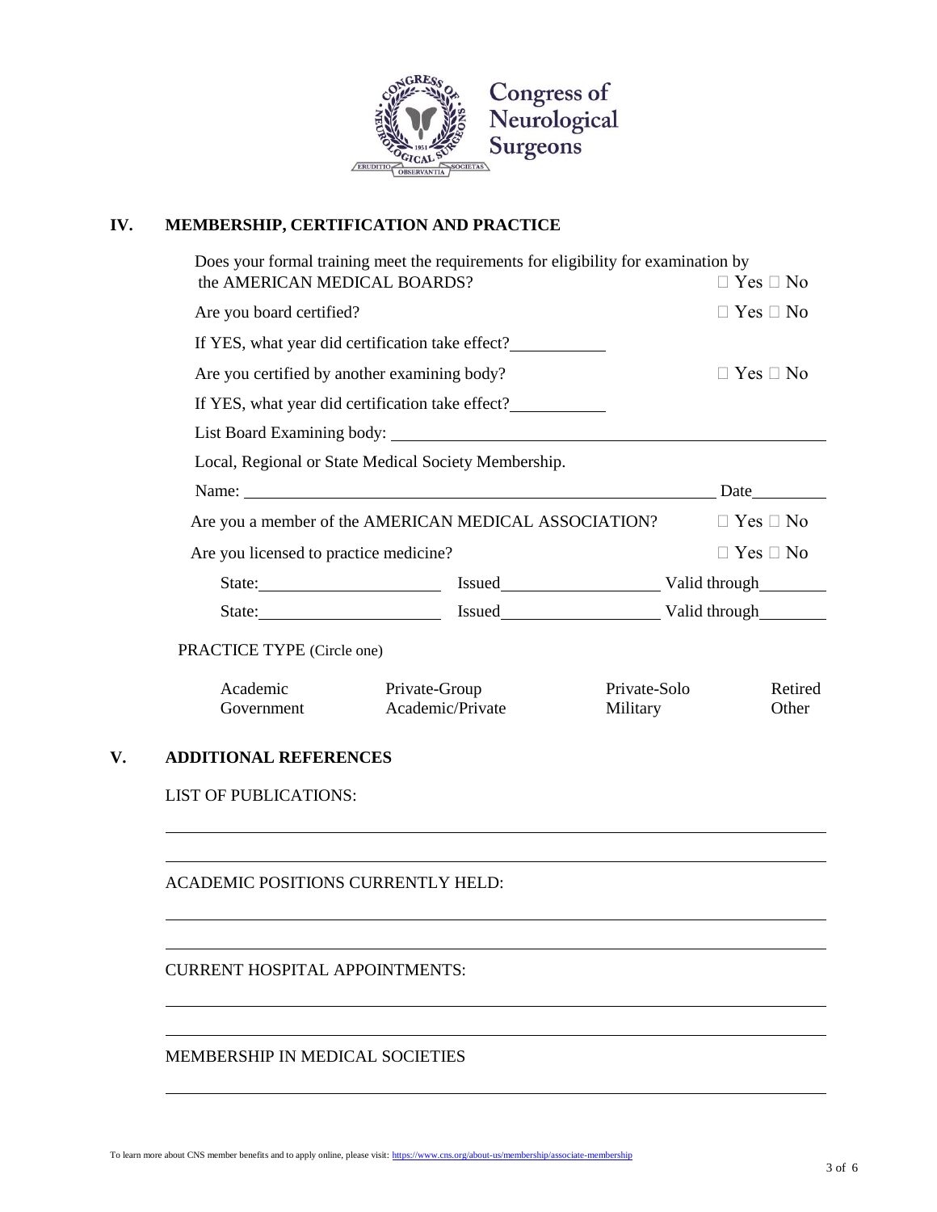## IV. MEMBERSHIP, CERTIFICATION AND PRACTICE

Does your formal training meet the requirements for eligibility for examination by the AMERICAN MEDICAL BOARDS? ☐ Yes ☐ No

Are you board certified? ☐ Yes ☐ No

If YES, what year did certification take effect?\_\_\_\_\_\_\_\_\_\_\_\_

Are you certified by another examining body? ☐ Yes ☐ No

If YES, what year did certification take effect?\_\_\_\_\_\_\_\_\_\_\_\_

List Board Examining body: \_\_\_\_\_\_\_\_\_\_\_\_\_\_\_\_\_\_\_\_\_\_\_\_\_\_\_\_\_\_\_\_\_\_\_\_\_\_\_\_\_\_\_\_\_\_\_\_\_\_\_\_\_\_

Local, Regional or State Medical Society Membership.

Name: \_\_\_\_\_\_\_\_\_\_\_\_\_\_\_\_\_\_\_\_\_\_\_\_\_\_\_\_\_\_\_\_\_\_\_\_\_\_\_\_\_\_\_\_\_\_\_\_\_\_\_\_\_\_\_\_ Date\_\_\_\_\_\_\_\_\_\_

Are you a member of the AMERICAN MEDICAL ASSOCIATION? ☐ Yes ☐ No

Are you licensed to practice medicine? ☐ Yes ☐ No

State:\_\_\_\_\_\_\_\_\_\_\_\_\_\_\_\_\_\_\_\_\_\_\_\_ Issued\_\_\_\_\_\_\_\_\_\_\_\_\_\_\_\_\_\_\_\_\_ Valid through\_\_\_\_\_\_\_\_\_

State:\_\_\_\_\_\_\_\_\_\_\_\_\_\_\_\_\_\_\_\_\_\_\_\_ Issued\_\_\_\_\_\_\_\_\_\_\_\_\_\_\_\_\_\_\_\_\_ Valid through\_\_\_\_\_\_\_\_\_

PRACTICE TYPE (Circle one)

| | | | |
|---|---|---|---|
| Academic | Private-Group | Private-Solo | Retired |
| Government | Academic/Private | Military | Other |

## V. ADDITIONAL REFERENCES

LIST OF PUBLICATIONS:

\_\_\_\_\_\_\_\_\_\_\_\_\_\_\_\_\_\_\_\_\_\_\_\_\_\_\_\_\_\_\_\_\_\_\_\_\_\_\_\_\_\_\_\_\_\_\_\_\_\_\_\_\_\_\_\_\_\_\_\_\_\_\_\_\_\_\_\_\_\_\_\_\_\_\_\_

\_\_\_\_\_\_\_\_\_\_\_\_\_\_\_\_\_\_\_\_\_\_\_\_\_\_\_\_\_\_\_\_\_\_\_\_\_\_\_\_\_\_\_\_\_\_\_\_\_\_\_\_\_\_\_\_\_\_\_\_\_\_\_\_\_\_\_\_\_\_\_\_\_\_\_\_

ACADEMIC POSITIONS CURRENTLY HELD:

\_\_\_\_\_\_\_\_\_\_\_\_\_\_\_\_\_\_\_\_\_\_\_\_\_\_\_\_\_\_\_\_\_\_\_\_\_\_\_\_\_\_\_\_\_\_\_\_\_\_\_\_\_\_\_\_\_\_\_\_\_\_\_\_\_\_\_\_\_\_\_\_\_\_\_\_

\_\_\_\_\_\_\_\_\_\_\_\_\_\_\_\_\_\_\_\_\_\_\_\_\_\_\_\_\_\_\_\_\_\_\_\_\_\_\_\_\_\_\_\_\_\_\_\_\_\_\_\_\_\_\_\_\_\_\_\_\_\_\_\_\_\_\_\_\_\_\_\_\_\_\_\_

CURRENT HOSPITAL APPOINTMENTS:

\_\_\_\_\_\_\_\_\_\_\_\_\_\_\_\_\_\_\_\_\_\_\_\_\_\_\_\_\_\_\_\_\_\_\_\_\_\_\_\_\_\_\_\_\_\_\_\_\_\_\_\_\_\_\_\_\_\_\_\_\_\_\_\_\_\_\_\_\_\_\_\_\_\_\_\_

\_\_\_\_\_\_\_\_\_\_\_\_\_\_\_\_\_\_\_\_\_\_\_\_\_\_\_\_\_\_\_\_\_\_\_\_\_\_\_\_\_\_\_\_\_\_\_\_\_\_\_\_\_\_\_\_\_\_\_\_\_\_\_\_\_\_\_\_\_\_\_\_\_\_\_\_

MEMBERSHIP IN MEDICAL SOCIETIES

\_\_\_\_\_\_\_\_\_\_\_\_\_\_\_\_\_\_\_\_\_\_\_\_\_\_\_\_\_\_\_\_\_\_\_\_\_\_\_\_\_\_\_\_\_\_\_\_\_\_\_\_\_\_\_\_\_\_\_\_\_\_\_\_\_\_\_\_\_\_\_\_\_\_\_\_

To learn more about CNS member benefits and to apply online, please visit: https://www.cns.org/about-us/membership/associate-membership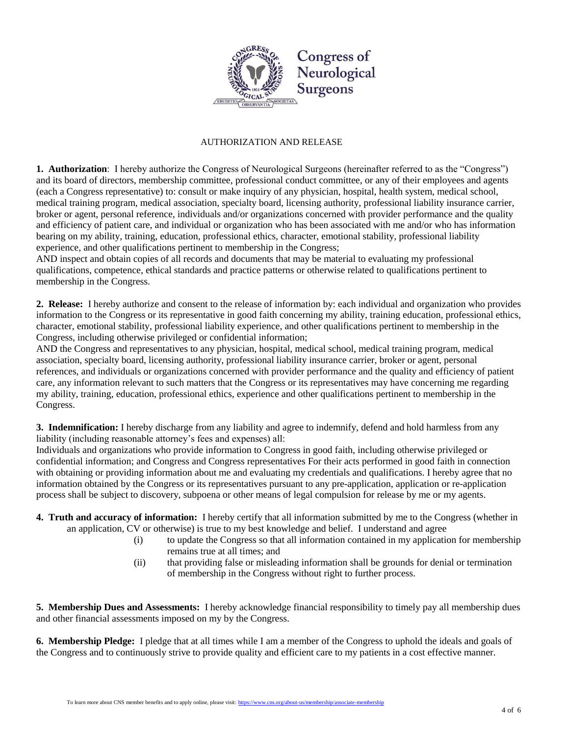# AUTHORIZATION AND RELEASE

**1. Authorization**: I hereby authorize the Congress of Neurological Surgeons (hereinafter referred to as the "Congress") and its board of directors, membership committee, professional conduct committee, or any of their employees and agents (each a Congress representative) to: consult or make inquiry of any physician, hospital, health system, medical school, medical training program, medical association, specialty board, licensing authority, professional liability insurance carrier, broker or agent, personal reference, individuals and/or organizations concerned with provider performance and the quality and efficiency of patient care, and individual or organization who has been associated with me and/or who has information bearing on my ability, training, education, professional ethics, character, emotional stability, professional liability experience, and other qualifications pertinent to membership in the Congress;
AND inspect and obtain copies of all records and documents that may be material to evaluating my professional qualifications, competence, ethical standards and practice patterns or otherwise related to qualifications pertinent to membership in the Congress.

**2. Release:** I hereby authorize and consent to the release of information by: each individual and organization who provides information to the Congress or its representative in good faith concerning my ability, training education, professional ethics, character, emotional stability, professional liability experience, and other qualifications pertinent to membership in the Congress, including otherwise privileged or confidential information;
AND the Congress and representatives to any physician, hospital, medical school, medical training program, medical association, specialty board, licensing authority, professional liability insurance carrier, broker or agent, personal references, and individuals or organizations concerned with provider performance and the quality and efficiency of patient care, any information relevant to such matters that the Congress or its representatives may have concerning me regarding my ability, training, education, professional ethics, experience and other qualifications pertinent to membership in the Congress.

**3. Indemnification:** I hereby discharge from any liability and agree to indemnify, defend and hold harmless from any liability (including reasonable attorney's fees and expenses) all:
Individuals and organizations who provide information to Congress in good faith, including otherwise privileged or confidential information; and Congress and Congress representatives For their acts performed in good faith in connection with obtaining or providing information about me and evaluating my credentials and qualifications. I hereby agree that no information obtained by the Congress or its representatives pursuant to any pre-application, application or re-application process shall be subject to discovery, subpoena or other means of legal compulsion for release by me or my agents.

**4. Truth and accuracy of information:** I hereby certify that all information submitted by me to the Congress (whether in an application, CV or otherwise) is true to my best knowledge and belief. I understand and agree

(i) to update the Congress so that all information contained in my application for membership remains true at all times; and

(ii) that providing false or misleading information shall be grounds for denial or termination of membership in the Congress without right to further process.

**5. Membership Dues and Assessments:** I hereby acknowledge financial responsibility to timely pay all membership dues and other financial assessments imposed on my by the Congress.

**6. Membership Pledge:** I pledge that at all times while I am a member of the Congress to uphold the ideals and goals of the Congress and to continuously strive to provide quality and efficient care to my patients in a cost effective manner.

To learn more about CNS member benefits and to apply online, please visit: https://www.cns.org/about-us/membership/associate-membership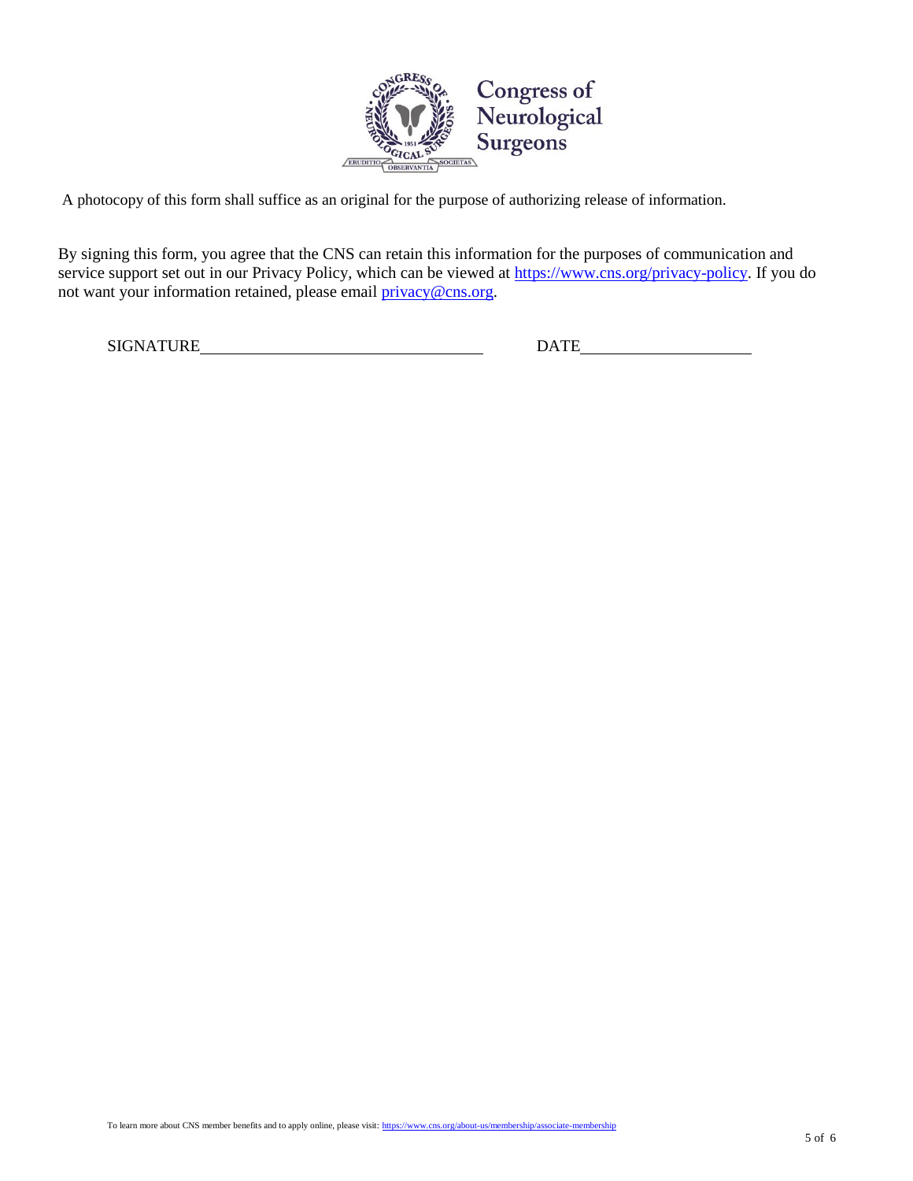Congress of Neurological Surgeons

A photocopy of this form shall suffice as an original for the purpose of authorizing release of information.

By signing this form, you agree that the CNS can retain this information for the purposes of communication and service support set out in our Privacy Policy, which can be viewed at https://www.cns.org/privacy-policy. If you do not want your information retained, please email privacy@cns.org.

SIGNATURE\_\_\_\_\_\_\_\_\_\_\_\_\_\_\_\_\_\_\_\_\_\_\_\_\_\_\_\_\_\_\_\_\_\_\_\_ DATE\_\_\_\_\_\_\_\_\_\_\_\_\_\_\_\_\_\_\_\_\_\_

To learn more about CNS member benefits and to apply online, please visit: https://www.cns.org/about-us/membership/associate-membership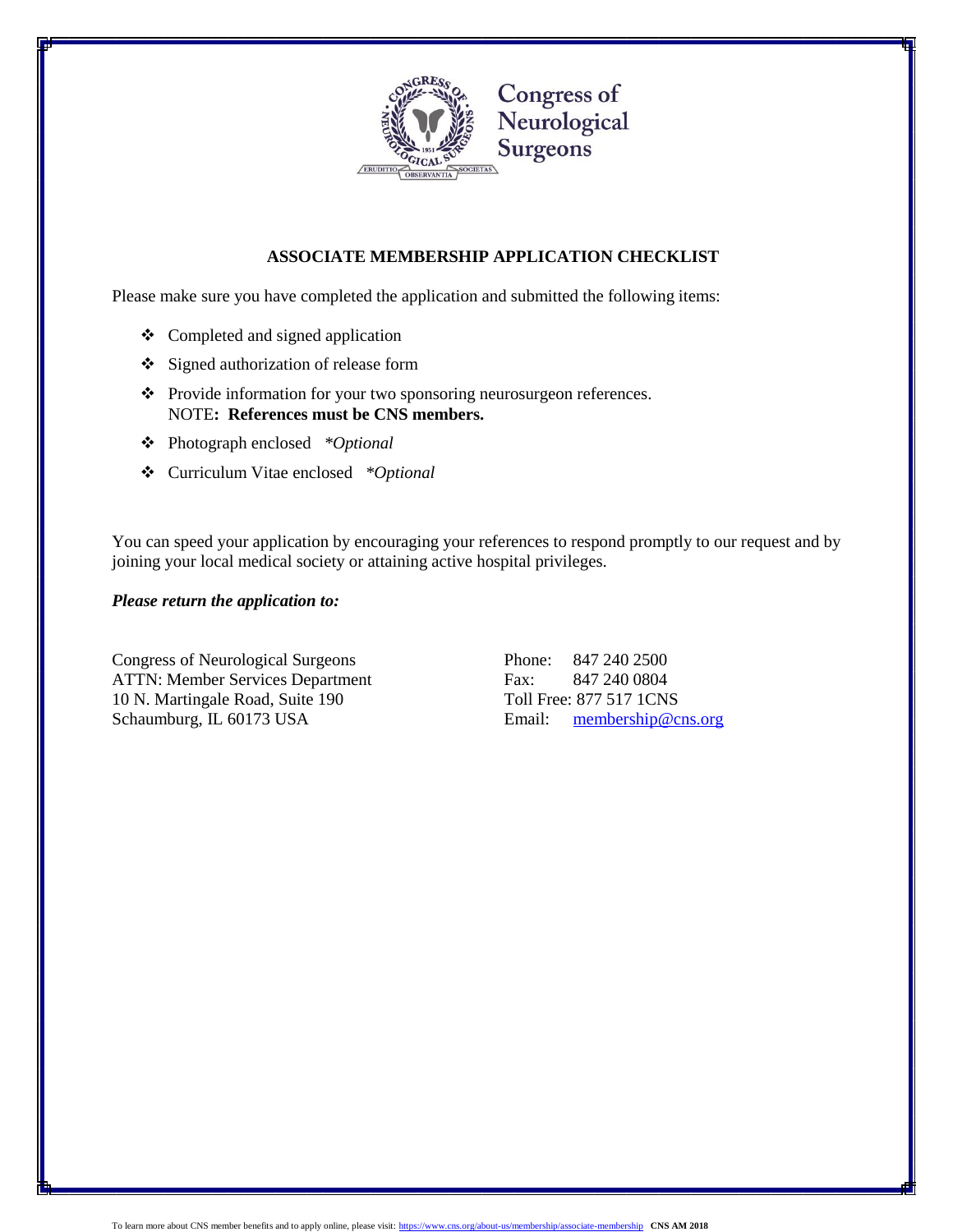Congress of Neurological Surgeons

## ASSOCIATE MEMBERSHIP APPLICATION CHECKLIST

Please make sure you have completed the application and submitted the following items:

- Completed and signed application
- Signed authorization of release form
- Provide information for your two sponsoring neurosurgeon references.
  NOTE**: References must be CNS members.**
- Photograph enclosed *\*Optional*
- Curriculum Vitae enclosed *\*Optional*

You can speed your application by encouraging your references to respond promptly to our request and by joining your local medical society or attaining active hospital privileges.

***Please return the application to:***

Congress of Neurological Surgeons
ATTN: Member Services Department
10 N. Martingale Road, Suite 190
Schaumburg, IL 60173 USA

Phone: 847 240 2500
Fax: 847 240 0804
Toll Free: 877 517 1CNS
Email: membership@cns.org

To learn more about CNS member benefits and to apply online, please visit: https://www.cns.org/about-us/membership/associate-membership **CNS AM 2018**